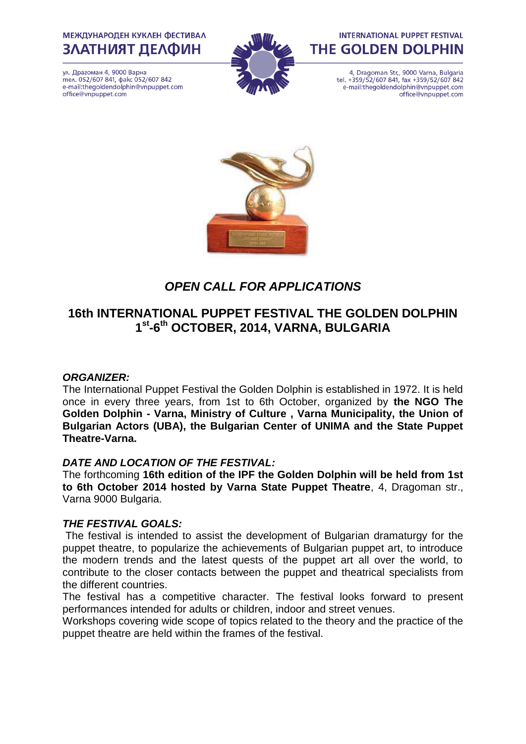МЕЖДУНАРОДЕН КУКЛЕН ФЕСТИВАЛ
**ЗЛАТНИЯТ ДЕЛФИН**

ул. Драгоман 4, 9000 Варна
тел. 052/607 841, факс 052/607 842
e-mail:thegoldendolphin@vnpuppet.com
office@vnpuppet.com

INTERNATIONAL PUPPET FESTIVAL
**THE GOLDEN DOLPHIN**

4, Dragoman Str., 9000 Varna, Bulgaria
tel. +359/52/607 841, fax +359/52/607 842
e-mail:thegoldendolphin@vnpuppet.com
office@vnpuppet.com

## *OPEN CALL FOR APPLICATIONS*

## 16th INTERNATIONAL PUPPET FESTIVAL THE GOLDEN DOLPHIN
## 1st-6th OCTOBER, 2014, VARNA, BULGARIA

***ORGANIZER:***

The International Puppet Festival the Golden Dolphin is established in 1972. It is held once in every three years, from 1st to 6th October, organized by **the NGO The Golden Dolphin - Varna, Ministry of Culture , Varna Municipality, the Union of Bulgarian Actors (UBA), the Bulgarian Center of UNIMA and the State Puppet Theatre-Varna.**

***DATE AND LOCATION OF THE FESTIVAL:***

The forthcoming **16th edition of the IPF the Golden Dolphin will be held from 1st to 6th October 2014 hosted by Varna State Puppet Theatre**, 4, Dragoman str., Varna 9000 Bulgaria.

***THE FESTIVAL GOALS:***

The festival is intended to assist the development of Bulgarian dramaturgy for the puppet theatre, to popularize the achievements of Bulgarian puppet art, to introduce the modern trends and the latest quests of the puppet art all over the world, to contribute to the closer contacts between the puppet and theatrical specialists from the different countries.

The festival has a competitive character. The festival looks forward to present performances intended for adults or children, indoor and street venues.

Workshops covering wide scope of topics related to the theory and the practice of the puppet theatre are held within the frames of the festival.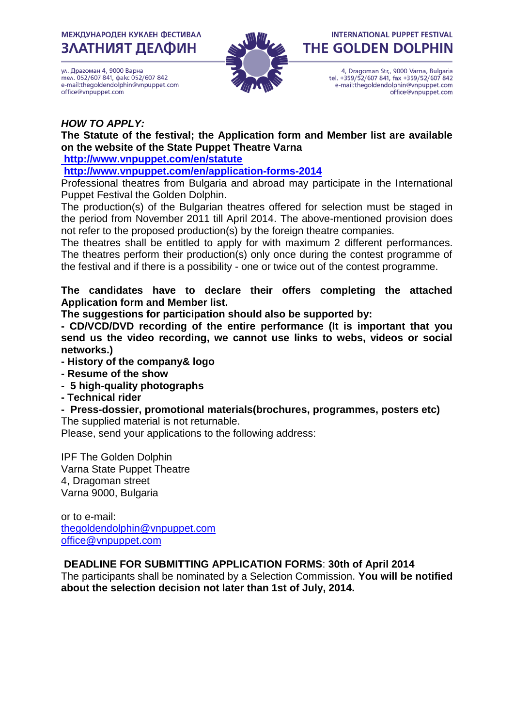*HOW TO APPLY:*

**The Statute of the festival; the Application form and Member list are available on the website of the State Puppet Theatre Varna**

**http://www.vnpuppet.com/en/statute**

**http://www.vnpuppet.com/en/application-forms-2014**

Professional theatres from Bulgaria and abroad may participate in the International Puppet Festival the Golden Dolphin.

The production(s) of the Bulgarian theatres offered for selection must be staged in the period from November 2011 till April 2014. The above-mentioned provision does not refer to the proposed production(s) by the foreign theatre companies.

The theatres shall be entitled to apply for with maximum 2 different performances. The theatres perform their production(s) only once during the contest programme of the festival and if there is a possibility - one or twice out of the contest programme.

**The candidates have to declare their offers completing the attached Application form and Member list.**

**The suggestions for participation should also be supported by:**

**- CD/VCD/DVD recording of the entire performance (It is important that you send us the video recording, we cannot use links to webs, videos or social networks.)**

**- History of the company& logo**

**- Resume of the show**

**- 5 high-quality photographs**

**- Technical rider**

**- Press-dossier, promotional materials(brochures, programmes, posters etc)**

The supplied material is not returnable.

Please, send your applications to the following address:

IPF The Golden Dolphin
Varna State Puppet Theatre
4, Dragoman street
Varna 9000, Bulgaria

or to e-mail:
thegoldendolphin@vnpuppet.com
office@vnpuppet.com

**DEADLINE FOR SUBMITTING APPLICATION FORMS**: **30th of April 2014**

The participants shall be nominated by a Selection Commission. **You will be notified about the selection decision not later than 1st of July, 2014.**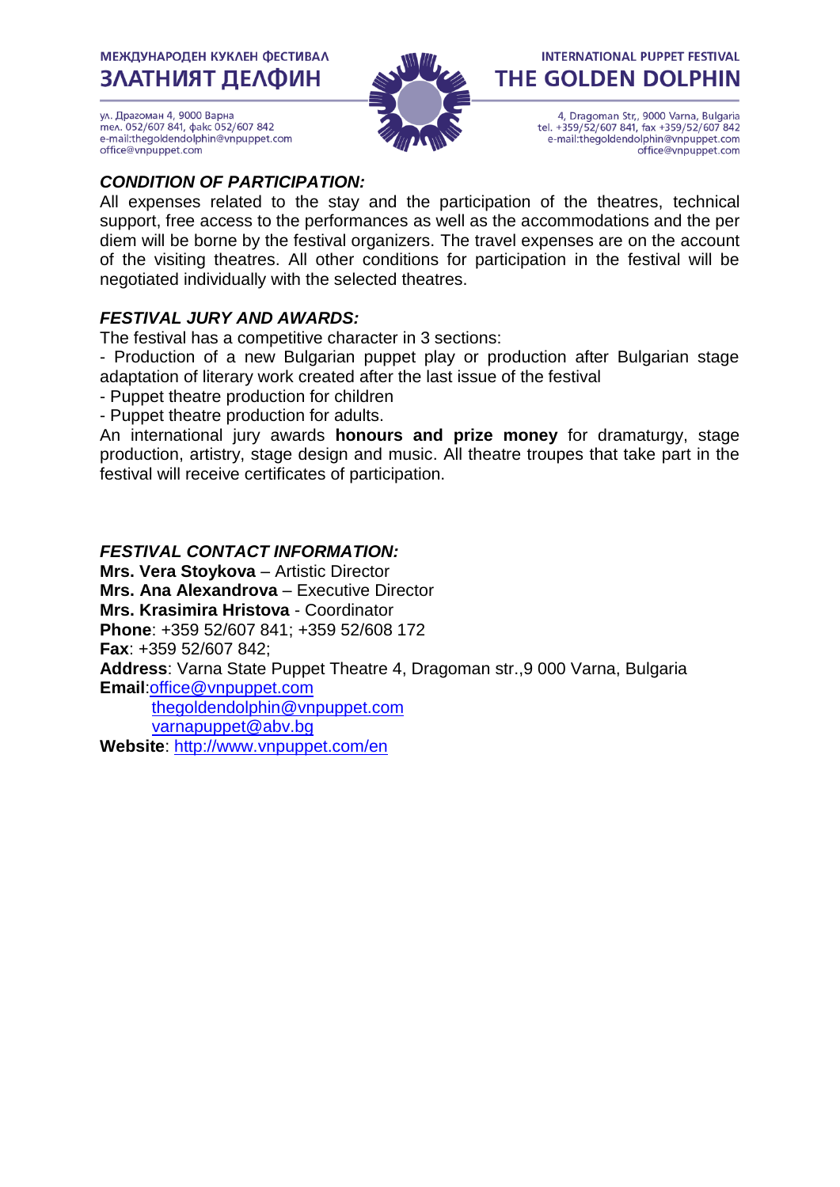***CONDITION OF PARTICIPATION:***

All expenses related to the stay and the participation of the theatres, technical support, free access to the performances as well as the accommodations and the per diem will be borne by the festival organizers. The travel expenses are on the account of the visiting theatres. All other conditions for participation in the festival will be negotiated individually with the selected theatres.

***FESTIVAL JURY AND AWARDS:***

The festival has a competitive character in 3 sections:

- Production of a new Bulgarian puppet play or production after Bulgarian stage adaptation of literary work created after the last issue of the festival
- Puppet theatre production for children
- Puppet theatre production for adults.

An international jury awards **honours and prize money** for dramaturgy, stage production, artistry, stage design and music. All theatre troupes that take part in the festival will receive certificates of participation.

***FESTIVAL CONTACT INFORMATION:***

**Mrs. Vera Stoykova** – Artistic Director
**Mrs. Ana Alexandrova** – Executive Director
**Mrs. Krasimira Hristova** - Coordinator
**Phone**: +359 52/607 841; +359 52/608 172
**Fax**: +359 52/607 842;
**Address**: Varna State Puppet Theatre 4, Dragoman str.,9 000 Varna, Bulgaria
**Email**:office@vnpuppet.com
thegoldendolphin@vnpuppet.com
varnapuppet@abv.bg
**Website**: http://www.vnpuppet.com/en